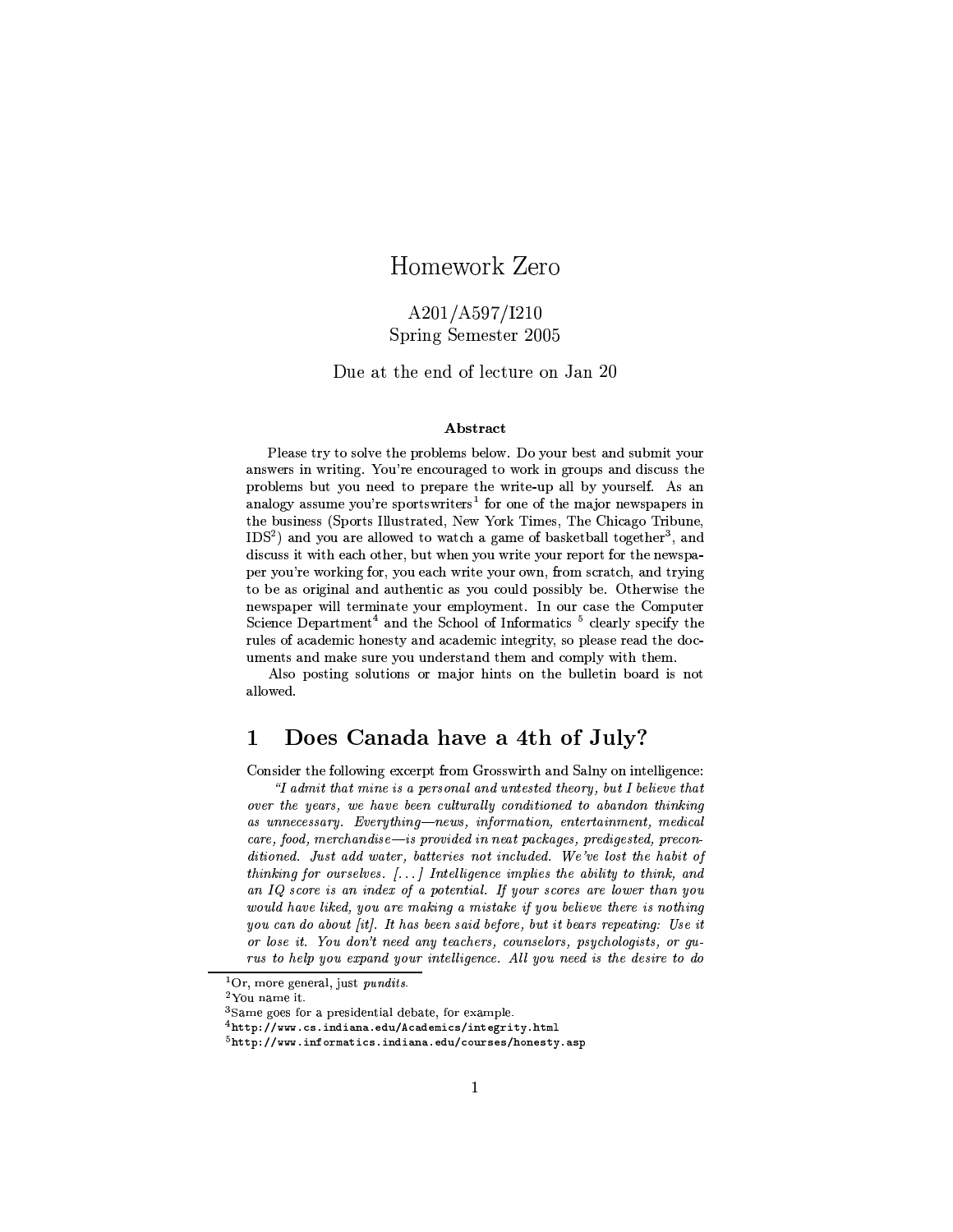# Homework Zero

A201/A597/I210
Spring Semester 2005

Due at the end of lecture on Jan 20

**Abstract**

Please try to solve the problems below. Do your best and submit your answers in writing. You're encouraged to work in groups and discuss the problems but you need to prepare the write-up all by yourself. As an analogy assume you're sportswriters[1] for one of the major newspapers in the business (Sports Illustrated, New York Times, The Chicago Tribune, IDS[2]) and you are allowed to watch a game of basketball together[3], and discuss it with each other, but when you write your report for the newspaper you're working for, you each write your own, from scratch, and trying to be as original and authentic as you could possibly be. Otherwise the newspaper will terminate your employment. In our case the Computer Science Department[4] and the School of Informatics [5] clearly specify the rules of academic honesty and academic integrity, so please read the documents and make sure you understand them and comply with them.

Also posting solutions or major hints on the bulletin board is not allowed.

## 1 Does Canada have a 4th of July?

Consider the following excerpt from Grosswirth and Salny on intelligence:

*"I admit that mine is a personal and untested theory, but I believe that over the years, we have been culturally conditioned to abandon thinking as unnecessary. Everything—news, information, entertainment, medical care, food, merchandise—is provided in neat packages, predigested, preconditioned. Just add water, batteries not included. We've lost the habit of thinking for ourselves. [...] Intelligence implies the ability to think, and an IQ score is an index of a potential. If your scores are lower than you would have liked, you are making a mistake if you believe there is nothing you can do about [it]. It has been said before, but it bears repeating: Use it or lose it. You don't need any teachers, counselors, psychologists, or gurus to help you expand your intelligence. All you need is the desire to do*

---

[1] Or, more general, just *pundits*.

[2] You name it.

[3] Same goes for a presidential debate, for example.

[4] `http://www.cs.indiana.edu/Academics/integrity.html`

[5] `http://www.informatics.indiana.edu/courses/honesty.asp`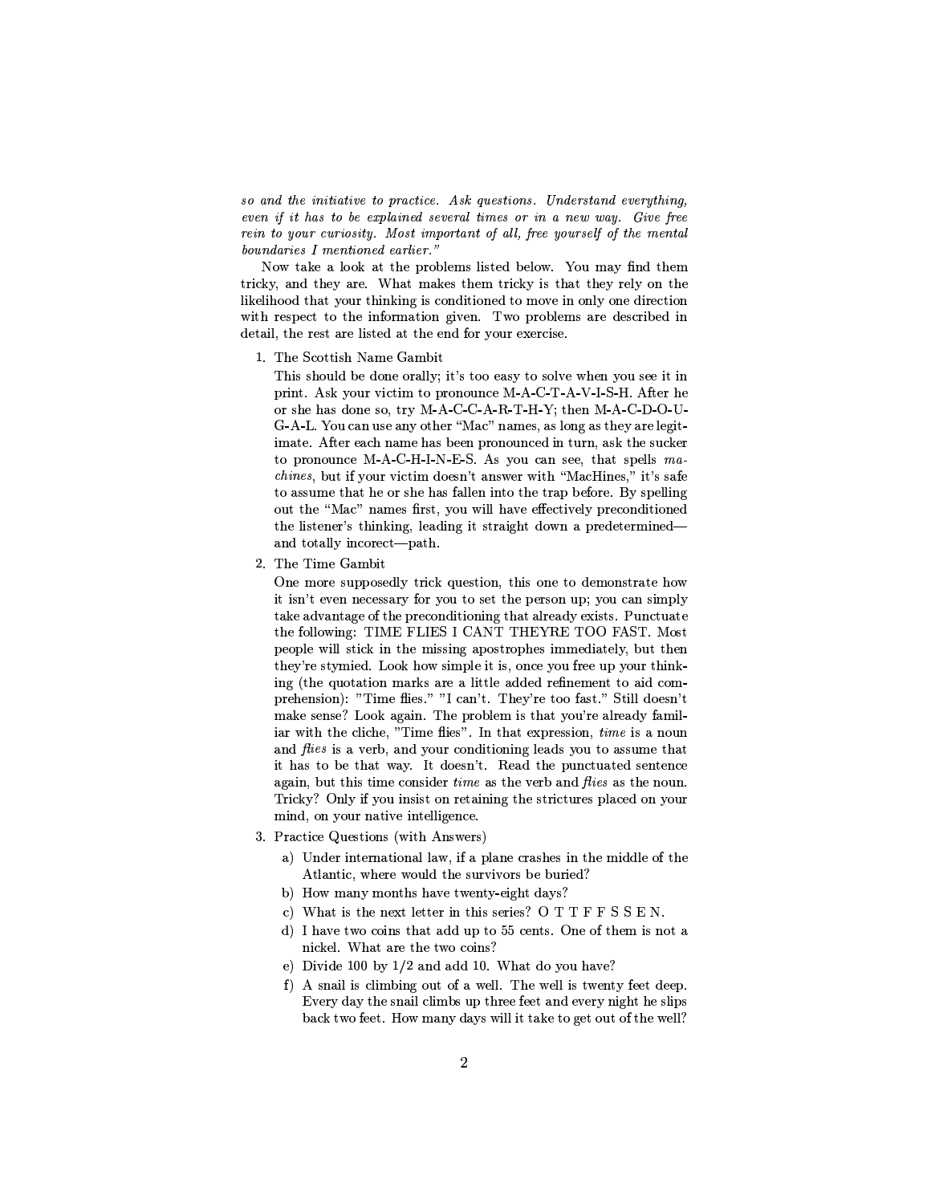*so and the initiative to practice. Ask questions. Understand everything, even if it has to be explained several times or in a new way. Give free rein to your curiosity. Most important of all, free yourself of the mental boundaries I mentioned earlier."*

Now take a look at the problems listed below. You may find them tricky, and they are. What makes them tricky is that they rely on the likelihood that your thinking is conditioned to move in only one direction with respect to the information given. Two problems are described in detail, the rest are listed at the end for your exercise.

1. The Scottish Name Gambit

   This should be done orally; it's too easy to solve when you see it in print. Ask your victim to pronounce M-A-C-T-A-V-I-S-H. After he or she has done so, try M-A-C-C-A-R-T-H-Y; then M-A-C-D-O-U-G-A-L. You can use any other "Mac" names, as long as they are legitimate. After each name has been pronounced in turn, ask the sucker to pronounce M-A-C-H-I-N-E-S. As you can see, that spells *machines*, but if your victim doesn't answer with "MacHines," it's safe to assume that he or she has fallen into the trap before. By spelling out the "Mac" names first, you will have effectively preconditioned the listener's thinking, leading it straight down a predetermined—and totally incorrect—path.

2. The Time Gambit

   One more supposedly trick question, this one to demonstrate how it isn't even necessary for you to set the person up; you can simply take advantage of the preconditioning that already exists. Punctuate the following: TIME FLIES I CANT THEYRE TOO FAST. Most people will stick in the missing apostrophes immediately, but then they're stymied. Look how simple it is, once you free up your thinking (the quotation marks are a little added refinement to aid comprehension): "Time flies." "I can't. They're too fast." Still doesn't make sense? Look again. The problem is that you're already familiar with the cliche, "Time flies". In that expression, *time* is a noun and *flies* is a verb, and your conditioning leads you to assume that it has to be that way. It doesn't. Read the punctuated sentence again, but this time consider *time* as the verb and *flies* as the noun. Tricky? Only if you insist on retaining the strictures placed on your mind, on your native intelligence.

3. Practice Questions (with Answers)

   a) Under international law, if a plane crashes in the middle of the Atlantic, where would the survivors be buried?
   b) How many months have twenty-eight days?
   c) What is the next letter in this series? O T T F F S S E N.
   d) I have two coins that add up to 55 cents. One of them is not a nickel. What are the two coins?
   e) Divide 100 by 1/2 and add 10. What do you have?
   f) A snail is climbing out of a well. The well is twenty feet deep. Every day the snail climbs up three feet and every night he slips back two feet. How many days will it take to get out of the well?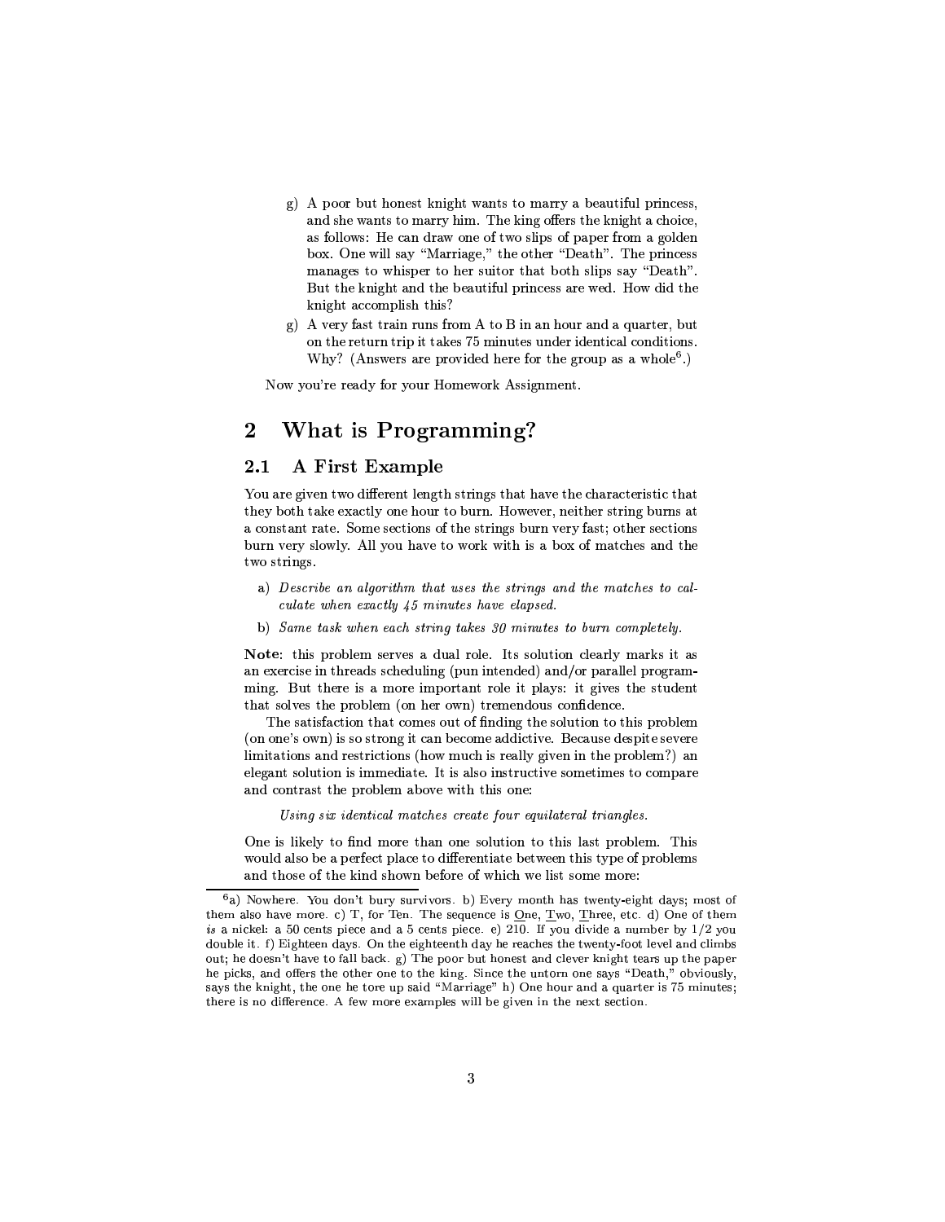g) A poor but honest knight wants to marry a beautiful princess, and she wants to marry him. The king offers the knight a choice, as follows: He can draw one of two slips of paper from a golden box. One will say "Marriage," the other "Death". The princess manages to whisper to her suitor that both slips say "Death". But the knight and the beautiful princess are wed. How did the knight accomplish this?

g) A very fast train runs from A to B in an hour and a quarter, but on the return trip it takes 75 minutes under identical conditions. Why? (Answers are provided here for the group as a whole[6].)

Now you're ready for your Homework Assignment.

## 2 What is Programming?

### 2.1 A First Example

You are given two different length strings that have the characteristic that they both take exactly one hour to burn. However, neither string burns at a constant rate. Some sections of the strings burn very fast; other sections burn very slowly. All you have to work with is a box of matches and the two strings.

a) *Describe an algorithm that uses the strings and the matches to calculate when exactly 45 minutes have elapsed.*

b) *Same task when each string takes 30 minutes to burn completely.*

**Note**: this problem serves a dual role. Its solution clearly marks it as an exercise in threads scheduling (pun intended) and/or parallel programming. But there is a more important role it plays: it gives the student that solves the problem (on her own) tremendous confidence.

The satisfaction that comes out of finding the solution to this problem (on one's own) is so strong it can become addictive. Because despite severe limitations and restrictions (how much is really given in the problem?) an elegant solution is immediate. It is also instructive sometimes to compare and contrast the problem above with this one:

*Using six identical matches create four equilateral triangles.*

One is likely to find more than one solution to this last problem. This would also be a perfect place to differentiate between this type of problems and those of the kind shown before of which we list some more:

[6] a) Nowhere. You don't bury survivors. b) Every month has twenty-eight days; most of them also have more. c) T, for Ten. The sequence is <u>O</u>ne, <u>T</u>wo, <u>T</u>hree, etc. d) One of them *is* a nickel: a 50 cents piece and a 5 cents piece. e) 210. If you divide a number by 1/2 you double it. f) Eighteen days. On the eighteenth day he reaches the twenty-foot level and climbs out; he doesn't have to fall back. g) The poor but honest and clever knight tears up the paper he picks, and offers the other one to the king. Since the untorn one says "Death," obviously, says the knight, the one he tore up said "Marriage" h) One hour and a quarter is 75 minutes; there is no difference. A few more examples will be given in the next section.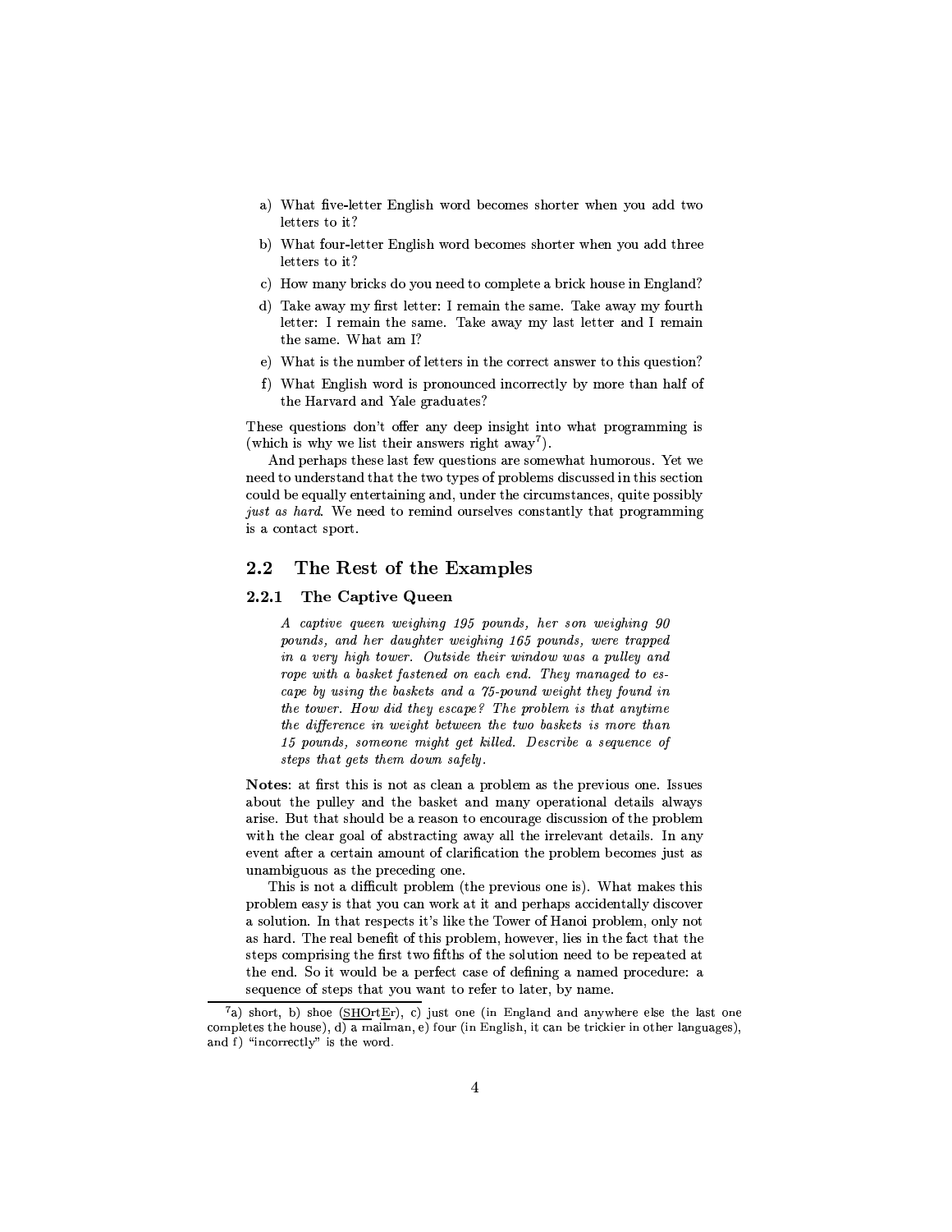a) What five-letter English word becomes shorter when you add two letters to it?

b) What four-letter English word becomes shorter when you add three letters to it?

c) How many bricks do you need to complete a brick house in England?

d) Take away my first letter: I remain the same. Take away my fourth letter: I remain the same. Take away my last letter and I remain the same. What am I?

e) What is the number of letters in the correct answer to this question?

f) What English word is pronounced incorrectly by more than half of the Harvard and Yale graduates?

These questions don't offer any deep insight into what programming is (which is why we list their answers right away[7]).

And perhaps these last few questions are somewhat humorous. Yet we need to understand that the two types of problems discussed in this section could be equally entertaining and, under the circumstances, quite possibly *just as hard*. We need to remind ourselves constantly that programming is a contact sport.

## 2.2 The Rest of the Examples

### 2.2.1 The Captive Queen

> *A captive queen weighing 195 pounds, her son weighing 90 pounds, and her daughter weighing 165 pounds, were trapped in a very high tower. Outside their window was a pulley and rope with a basket fastened on each end. They managed to escape by using the baskets and a 75-pound weight they found in the tower. How did they escape? The problem is that anytime the difference in weight between the two baskets is more than 15 pounds, someone might get killed. Describe a sequence of steps that gets them down safely.*

**Notes**: at first this is not as clean a problem as the previous one. Issues about the pulley and the basket and many operational details always arise. But that should be a reason to encourage discussion of the problem with the clear goal of abstracting away all the irrelevant details. In any event after a certain amount of clarification the problem becomes just as unambiguous as the preceding one.

This is not a difficult problem (the previous one is). What makes this problem easy is that you can work at it and perhaps accidentally discover a solution. In that respects it's like the Tower of Hanoi problem, only not as hard. The real benefit of this problem, however, lies in the fact that the steps comprising the first two fifths of the solution need to be repeated at the end. So it would be a perfect case of defining a named procedure: a sequence of steps that you want to refer to later, by name.

---

[7] a) short, b) shoe (<u>SHO</u>rt<u>E</u>r), c) just one (in England and anywhere else the last one completes the house), d) a mailman, e) four (in English, it can be trickier in other languages), and f) "incorrectly" is the word.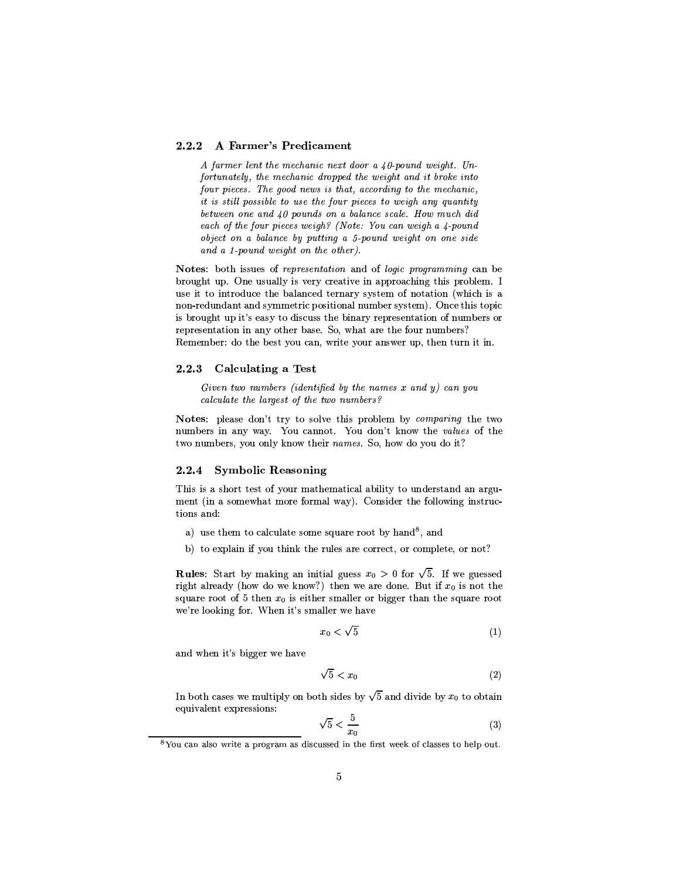### 2.2.2 A Farmer's Predicament

> *A farmer lent the mechanic next door a 40-pound weight. Unfortunately, the mechanic dropped the weight and it broke into four pieces. The good news is that, according to the mechanic, it is still possible to use the four pieces to weigh any quantity between one and 40 pounds on a balance scale. How much did each of the four pieces weigh? (Note: You can weigh a 4-pound object on a balance by putting a 5-pound weight on one side and a 1-pound weight on the other).*

**Notes**: both issues of *representation* and of *logic programming* can be brought up. One usually is very creative in approaching this problem. I use it to introduce the balanced ternary system of notation (which is a non-redundant and symmetric positional number system). Once this topic is brought up it's easy to discuss the binary representation of numbers or representation in any other base. So, what are the four numbers? Remember: do the best you can, write your answer up, then turn it in.

### 2.2.3 Calculating a Test

> *Given two numbers (identified by the names x and y) can you calculate the largest of the two numbers?*

**Notes**: please don't try to solve this problem by *comparing* the two numbers in any way. You cannot. You don't know the *values* of the two numbers, you only know their *names*. So, how do you do it?

### 2.2.4 Symbolic Reasoning

This is a short test of your mathematical ability to understand an argument (in a somewhat more formal way). Consider the following instructions and:

a) use them to calculate some square root by hand[8], and

b) to explain if you think the rules are correct, or complete, or not?

**Rules**: Start by making an initial guess $x_0 > 0$ for $\sqrt{5}$. If we guessed right already (how do we know?) then we are done. But if $x_0$ is not the square root of 5 then $x_0$ is either smaller or bigger than the square root we're looking for. When it's smaller we have

$$x_0 < \sqrt{5} \tag{1}$$

and when it's bigger we have

$$\sqrt{5} < x_0 \tag{2}$$

In both cases we multiply on both sides by $\sqrt{5}$ and divide by $x_0$ to obtain equivalent expressions:

$$\sqrt{5} < \frac{5}{x_0} \tag{3}$$

[8] You can also write a program as discussed in the first week of classes to help out.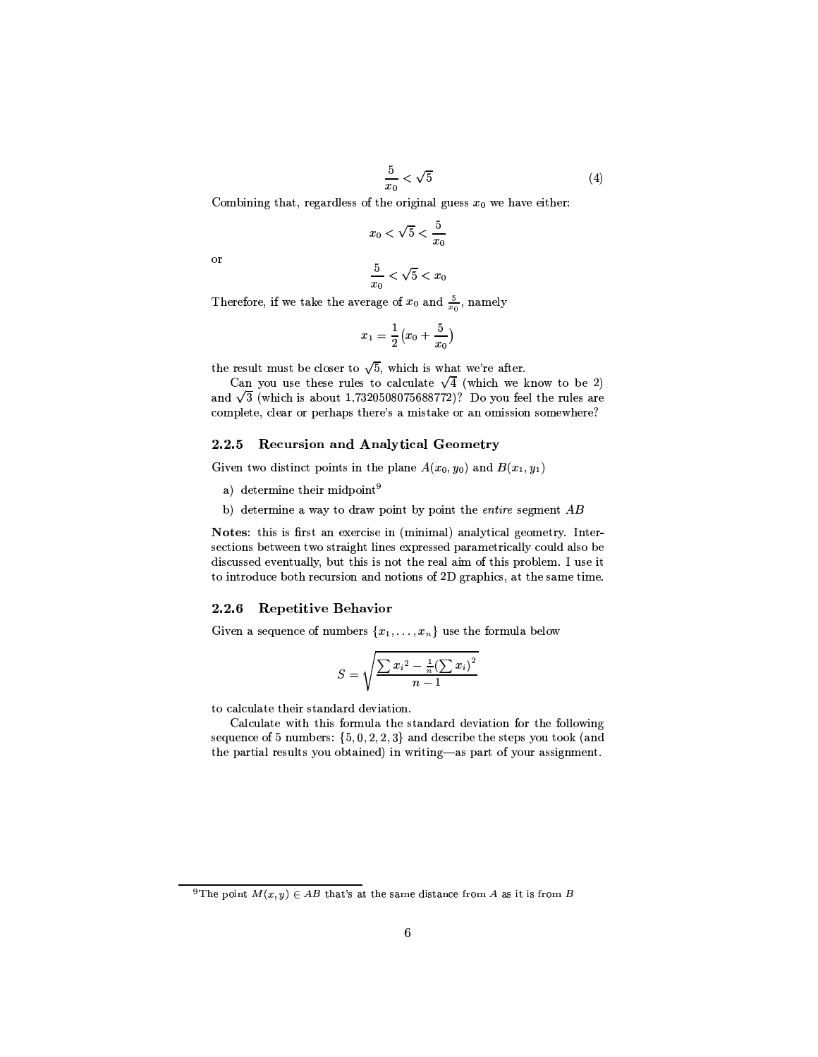$$\frac{5}{x_0} < \sqrt{5} \tag{4}$$

Combining that, regardless of the original guess $x_0$ we have either:

$$x_0 < \sqrt{5} < \frac{5}{x_0}$$

or

$$\frac{5}{x_0} < \sqrt{5} < x_0$$

Therefore, if we take the average of $x_0$ and $\frac{5}{x_0}$, namely

$$x_1 = \frac{1}{2}\left(x_0 + \frac{5}{x_0}\right)$$

the result must be closer to $\sqrt{5}$, which is what we're after.

Can you use these rules to calculate $\sqrt{4}$ (which we know to be 2) and $\sqrt{3}$ (which is about 1.7320508075688772)? Do you feel the rules are complete, clear or perhaps there's a mistake or an omission somewhere?

### 2.2.5 Recursion and Analytical Geometry

Given two distinct points in the plane $A(x_0, y_0)$ and $B(x_1, y_1)$

a) determine their midpoint[9]

b) determine a way to draw point by point the *entire* segment $AB$

**Notes**: this is first an exercise in (minimal) analytical geometry. Intersections between two straight lines expressed parametrically could also be discussed eventually, but this is not the real aim of this problem. I use it to introduce both recursion and notions of 2D graphics, at the same time.

### 2.2.6 Repetitive Behavior

Given a sequence of numbers $\{x_1, \ldots, x_n\}$ use the formula below

$$S = \sqrt{\frac{\sum {x_i}^2 - \frac{1}{n}\left(\sum x_i\right)^2}{n-1}}$$

to calculate their standard deviation.

Calculate with this formula the standard deviation for the following sequence of 5 numbers: $\{5, 0, 2, 2, 3\}$ and describe the steps you took (and the partial results you obtained) in writing—as part of your assignment.

[9] The point $M(x, y) \in AB$ that's at the same distance from $A$ as it is from $B$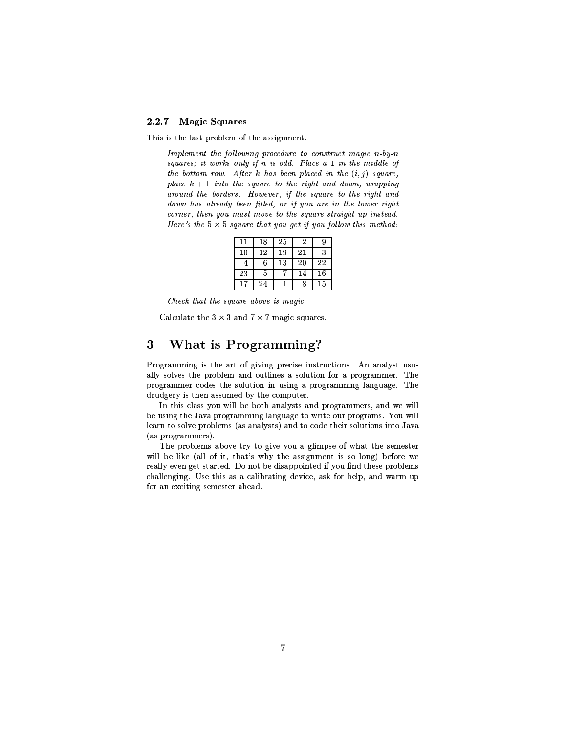### 2.2.7 Magic Squares

This is the last problem of the assignment.

> *Implement the following procedure to construct magic n-by-n squares; it works only if n is odd. Place a 1 in the middle of the bottom row. After k has been placed in the (i, j) square, place k + 1 into the square to the right and down, wrapping around the borders. However, if the square to the right and down has already been filled, or if you are in the lower right corner, then you must move to the square straight up instead. Here's the 5 × 5 square that you get if you follow this method:*
>
> | | | | | |
> |---|---|---|---|---|
> | 11 | 18 | 25 | 2 | 9 |
> | 10 | 12 | 19 | 21 | 3 |
> | 4 | 6 | 13 | 20 | 22 |
> | 23 | 5 | 7 | 14 | 16 |
> | 17 | 24 | 1 | 8 | 15 |
>
> *Check that the square above is magic.*

Calculate the $3 \times 3$ and $7 \times 7$ magic squares.

# 3 What is Programming?

Programming is the art of giving precise instructions. An analyst usually solves the problem and outlines a solution for a programmer. The programmer codes the solution in using a programming language. The drudgery is then assumed by the computer.

In this class you will be both analysts and programmers, and we will be using the Java programming language to write our programs. You will learn to solve problems (as analysts) and to code their solutions into Java (as programmers).

The problems above try to give you a glimpse of what the semester will be like (all of it, that's why the assignment is so long) before we really even get started. Do not be disappointed if you find these problems challenging. Use this as a calibrating device, ask for help, and warm up for an exciting semester ahead.